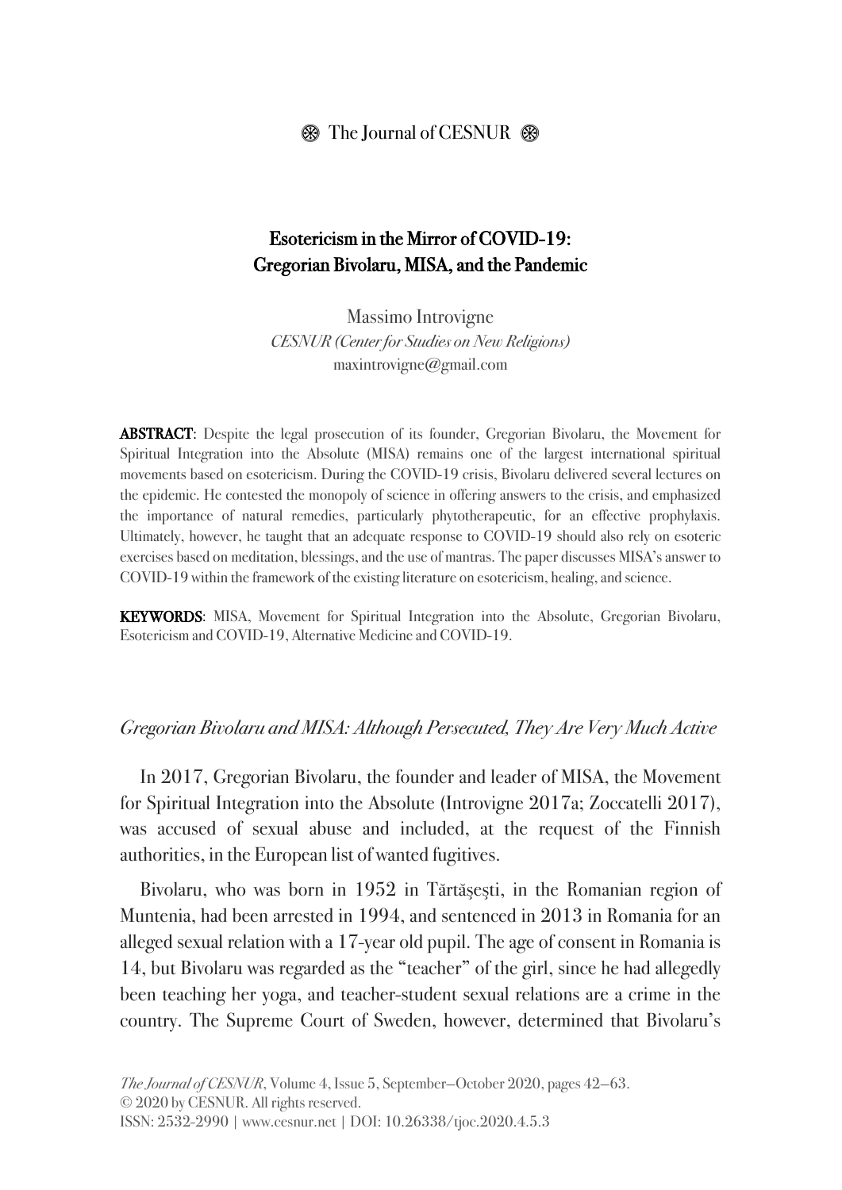# Esotericism in the Mirror of COVID-19: Gregorian Bivolaru, MISA, and the Pandemic

Massimo Introvigne
*CESNUR (Center for Studies on New Religions)*
maxintrovigne@gmail.com

**ABSTRACT**: Despite the legal prosecution of its founder, Gregorian Bivolaru, the Movement for Spiritual Integration into the Absolute (MISA) remains one of the largest international spiritual movements based on esotericism. During the COVID-19 crisis, Bivolaru delivered several lectures on the epidemic. He contested the monopoly of science in offering answers to the crisis, and emphasized the importance of natural remedies, particularly phytotherapeutic, for an effective prophylaxis. Ultimately, however, he taught that an adequate response to COVID-19 should also rely on esoteric exercises based on meditation, blessings, and the use of mantras. The paper discusses MISA's answer to COVID-19 within the framework of the existing literature on esotericism, healing, and science.

**KEYWORDS**: MISA, Movement for Spiritual Integration into the Absolute, Gregorian Bivolaru, Esotericism and COVID-19, Alternative Medicine and COVID-19.

## *Gregorian Bivolaru and MISA: Although Persecuted, They Are Very Much Active*

In 2017, Gregorian Bivolaru, the founder and leader of MISA, the Movement for Spiritual Integration into the Absolute (Introvigne 2017a; Zoccatelli 2017), was accused of sexual abuse and included, at the request of the Finnish authorities, in the European list of wanted fugitives.

Bivolaru, who was born in 1952 in Tărtășești, in the Romanian region of Muntenia, had been arrested in 1994, and sentenced in 2013 in Romania for an alleged sexual relation with a 17-year old pupil. The age of consent in Romania is 14, but Bivolaru was regarded as the "teacher" of the girl, since he had allegedly been teaching her yoga, and teacher-student sexual relations are a crime in the country. The Supreme Court of Sweden, however, determined that Bivolaru's

*The Journal of CESNUR*, Volume 4, Issue 5, September—October 2020, pages 42—63.
© 2020 by CESNUR. All rights reserved.
ISSN: 2532-2990 | www.cesnur.net | DOI: 10.26338/tjoc.2020.4.5.3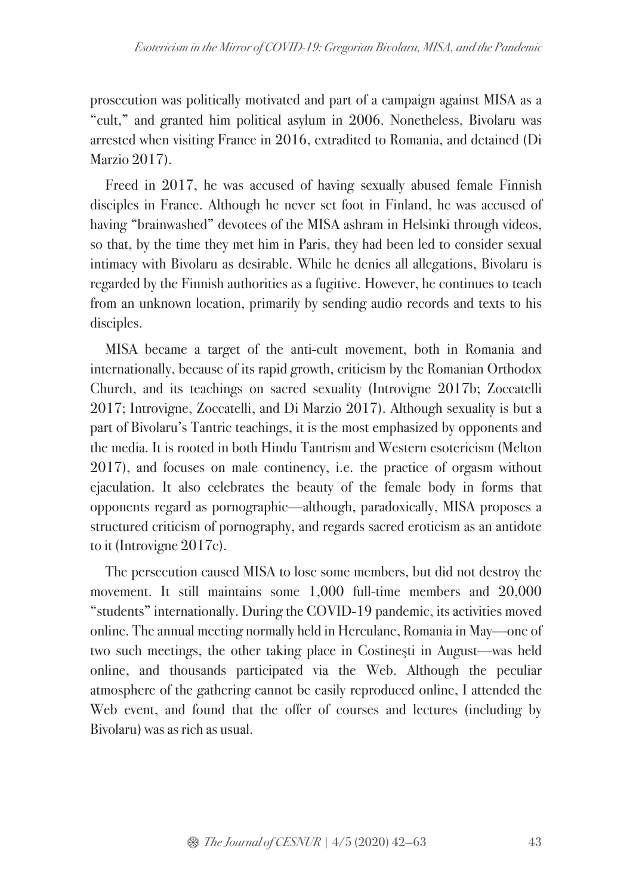prosecution was politically motivated and part of a campaign against MISA as a "cult," and granted him political asylum in 2006. Nonetheless, Bivolaru was arrested when visiting France in 2016, extradited to Romania, and detained (Di Marzio 2017).

Freed in 2017, he was accused of having sexually abused female Finnish disciples in France. Although he never set foot in Finland, he was accused of having "brainwashed" devotees of the MISA ashram in Helsinki through videos, so that, by the time they met him in Paris, they had been led to consider sexual intimacy with Bivolaru as desirable. While he denies all allegations, Bivolaru is regarded by the Finnish authorities as a fugitive. However, he continues to teach from an unknown location, primarily by sending audio records and texts to his disciples.

MISA became a target of the anti-cult movement, both in Romania and internationally, because of its rapid growth, criticism by the Romanian Orthodox Church, and its teachings on sacred sexuality (Introvigne 2017b; Zoccatelli 2017; Introvigne, Zoccatelli, and Di Marzio 2017). Although sexuality is but a part of Bivolaru's Tantric teachings, it is the most emphasized by opponents and the media. It is rooted in both Hindu Tantrism and Western esotericism (Melton 2017), and focuses on male continency, i.e. the practice of orgasm without ejaculation. It also celebrates the beauty of the female body in forms that opponents regard as pornographic—although, paradoxically, MISA proposes a structured criticism of pornography, and regards sacred eroticism as an antidote to it (Introvigne 2017c).

The persecution caused MISA to lose some members, but did not destroy the movement. It still maintains some 1,000 full-time members and 20,000 "students" internationally. During the COVID-19 pandemic, its activities moved online. The annual meeting normally held in Herculane, Romania in May—one of two such meetings, the other taking place in Costinești in August—was held online, and thousands participated via the Web. Although the peculiar atmosphere of the gathering cannot be easily reproduced online, I attended the Web event, and found that the offer of courses and lectures (including by Bivolaru) was as rich as usual.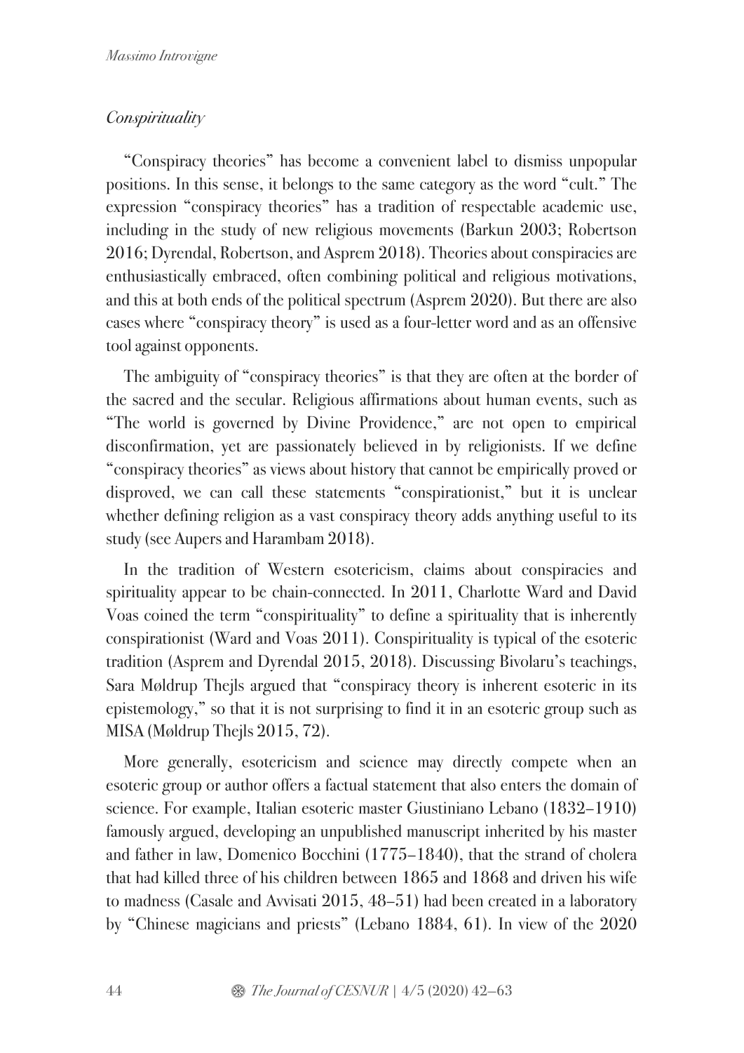## *Conspirituality*

"Conspiracy theories" has become a convenient label to dismiss unpopular positions. In this sense, it belongs to the same category as the word "cult." The expression "conspiracy theories" has a tradition of respectable academic use, including in the study of new religious movements (Barkun 2003; Robertson 2016; Dyrendal, Robertson, and Asprem 2018). Theories about conspiracies are enthusiastically embraced, often combining political and religious motivations, and this at both ends of the political spectrum (Asprem 2020). But there are also cases where "conspiracy theory" is used as a four-letter word and as an offensive tool against opponents.

The ambiguity of "conspiracy theories" is that they are often at the border of the sacred and the secular. Religious affirmations about human events, such as "The world is governed by Divine Providence," are not open to empirical disconfirmation, yet are passionately believed in by religionists. If we define "conspiracy theories" as views about history that cannot be empirically proved or disproved, we can call these statements "conspirationist," but it is unclear whether defining religion as a vast conspiracy theory adds anything useful to its study (see Aupers and Harambam 2018).

In the tradition of Western esotericism, claims about conspiracies and spirituality appear to be chain-connected. In 2011, Charlotte Ward and David Voas coined the term "conspirituality" to define a spirituality that is inherently conspirationist (Ward and Voas 2011). Conspirituality is typical of the esoteric tradition (Asprem and Dyrendal 2015, 2018). Discussing Bivolaru's teachings, Sara Møldrup Thejls argued that "conspiracy theory is inherent esoteric in its epistemology," so that it is not surprising to find it in an esoteric group such as MISA (Møldrup Thejls 2015, 72).

More generally, esotericism and science may directly compete when an esoteric group or author offers a factual statement that also enters the domain of science. For example, Italian esoteric master Giustiniano Lebano (1832–1910) famously argued, developing an unpublished manuscript inherited by his master and father in law, Domenico Bocchini (1775–1840), that the strand of cholera that had killed three of his children between 1865 and 1868 and driven his wife to madness (Casale and Avvisati 2015, 48–51) had been created in a laboratory by "Chinese magicians and priests" (Lebano 1884, 61). In view of the 2020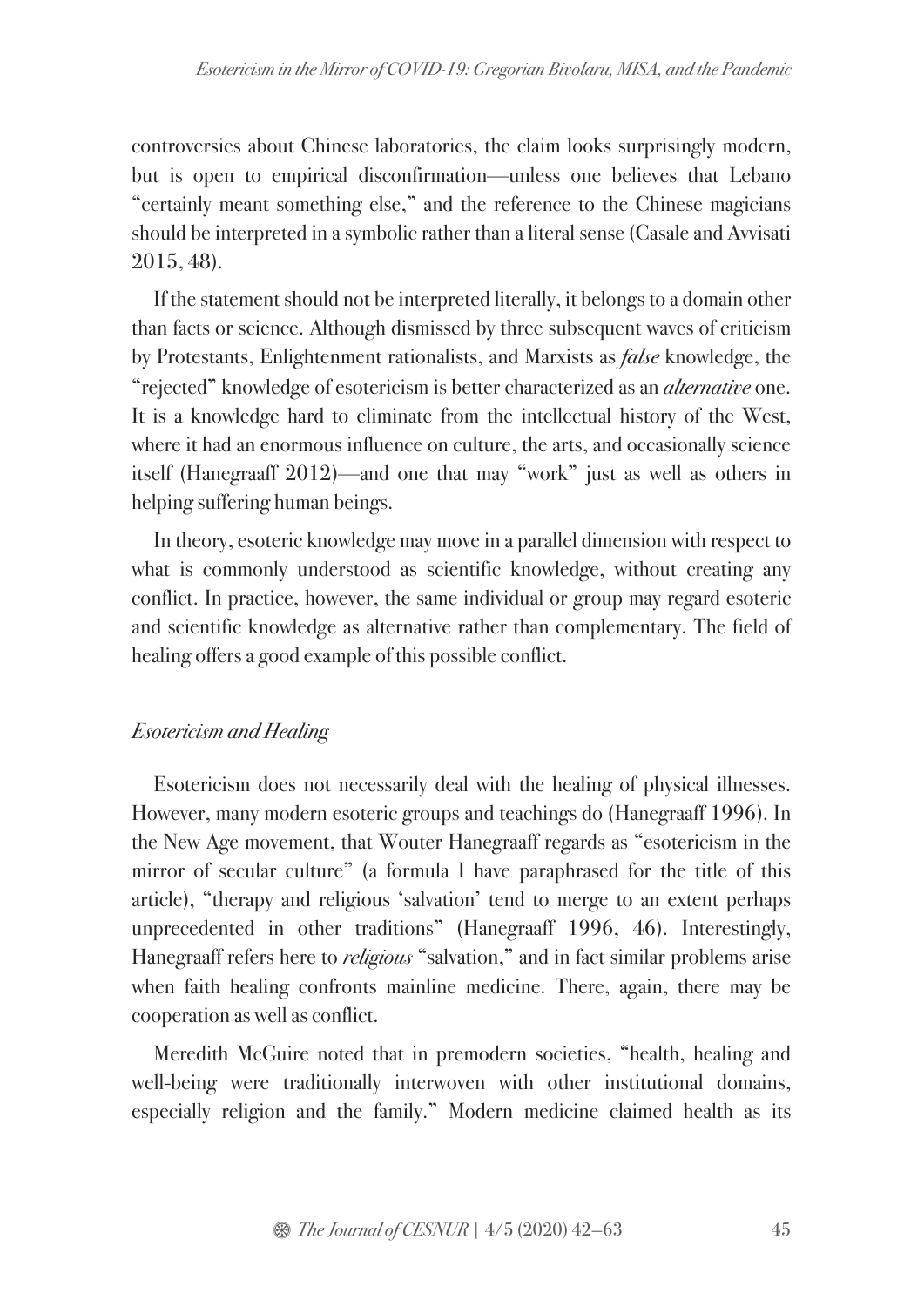controversies about Chinese laboratories, the claim looks surprisingly modern, but is open to empirical disconfirmation—unless one believes that Lebano "certainly meant something else," and the reference to the Chinese magicians should be interpreted in a symbolic rather than a literal sense (Casale and Avvisati 2015, 48).

If the statement should not be interpreted literally, it belongs to a domain other than facts or science. Although dismissed by three subsequent waves of criticism by Protestants, Enlightenment rationalists, and Marxists as *false* knowledge, the "rejected" knowledge of esotericism is better characterized as an *alternative* one. It is a knowledge hard to eliminate from the intellectual history of the West, where it had an enormous influence on culture, the arts, and occasionally science itself (Hanegraaff 2012)—and one that may "work" just as well as others in helping suffering human beings.

In theory, esoteric knowledge may move in a parallel dimension with respect to what is commonly understood as scientific knowledge, without creating any conflict. In practice, however, the same individual or group may regard esoteric and scientific knowledge as alternative rather than complementary. The field of healing offers a good example of this possible conflict.

## *Esotericism and Healing*

Esotericism does not necessarily deal with the healing of physical illnesses. However, many modern esoteric groups and teachings do (Hanegraaff 1996). In the New Age movement, that Wouter Hanegraaff regards as "esotericism in the mirror of secular culture" (a formula I have paraphrased for the title of this article), "therapy and religious 'salvation' tend to merge to an extent perhaps unprecedented in other traditions" (Hanegraaff 1996, 46). Interestingly, Hanegraaff refers here to *religious* "salvation," and in fact similar problems arise when faith healing confronts mainline medicine. There, again, there may be cooperation as well as conflict.

Meredith McGuire noted that in premodern societies, "health, healing and well-being were traditionally interwoven with other institutional domains, especially religion and the family." Modern medicine claimed health as its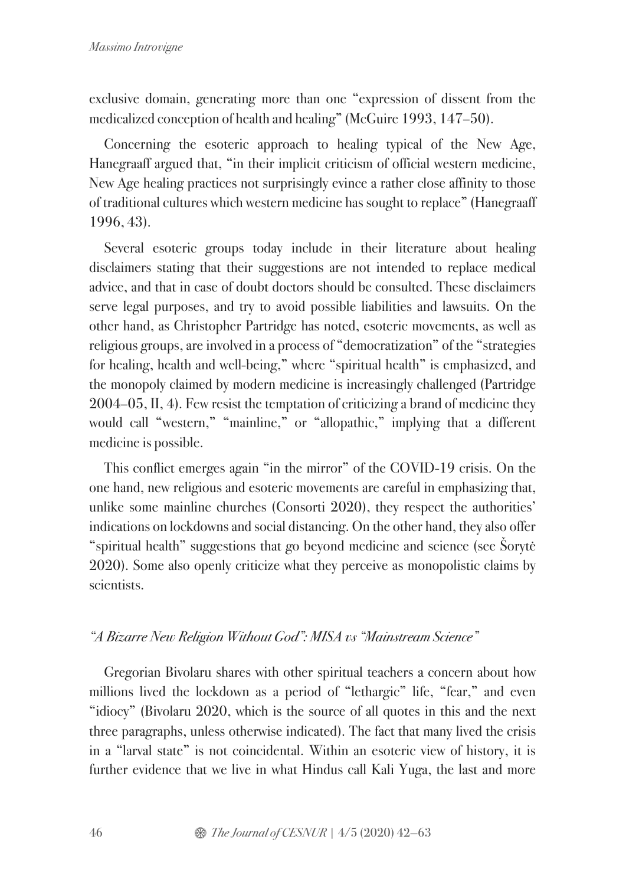exclusive domain, generating more than one "expression of dissent from the medicalized conception of health and healing" (McGuire 1993, 147–50).

Concerning the esoteric approach to healing typical of the New Age, Hanegraaff argued that, "in their implicit criticism of official western medicine, New Age healing practices not surprisingly evince a rather close affinity to those of traditional cultures which western medicine has sought to replace" (Hanegraaff 1996, 43).

Several esoteric groups today include in their literature about healing disclaimers stating that their suggestions are not intended to replace medical advice, and that in case of doubt doctors should be consulted. These disclaimers serve legal purposes, and try to avoid possible liabilities and lawsuits. On the other hand, as Christopher Partridge has noted, esoteric movements, as well as religious groups, are involved in a process of "democratization" of the "strategies for healing, health and well-being," where "spiritual health" is emphasized, and the monopoly claimed by modern medicine is increasingly challenged (Partridge 2004–05, II, 4). Few resist the temptation of criticizing a brand of medicine they would call "western," "mainline," or "allopathic," implying that a different medicine is possible.

This conflict emerges again "in the mirror" of the COVID-19 crisis. On the one hand, new religious and esoteric movements are careful in emphasizing that, unlike some mainline churches (Consorti 2020), they respect the authorities' indications on lockdowns and social distancing. On the other hand, they also offer "spiritual health" suggestions that go beyond medicine and science (see Šorytė 2020). Some also openly criticize what they perceive as monopolistic claims by scientists.

### *"A Bizarre New Religion Without God": MISA vs "Mainstream Science"*

Gregorian Bivolaru shares with other spiritual teachers a concern about how millions lived the lockdown as a period of "lethargic" life, "fear," and even "idiocy" (Bivolaru 2020, which is the source of all quotes in this and the next three paragraphs, unless otherwise indicated). The fact that many lived the crisis in a "larval state" is not coincidental. Within an esoteric view of history, it is further evidence that we live in what Hindus call Kali Yuga, the last and more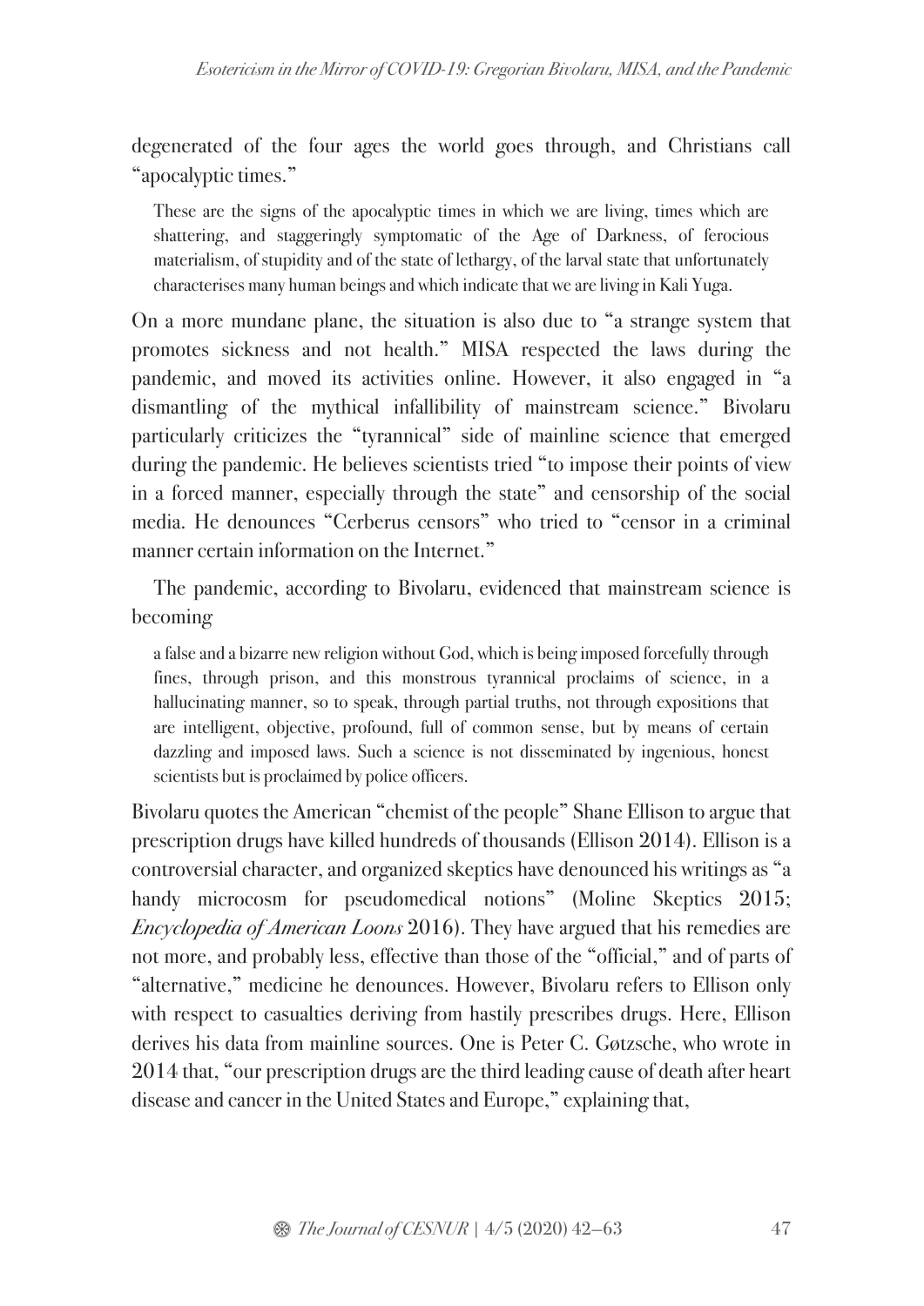degenerated of the four ages the world goes through, and Christians call "apocalyptic times."

> These are the signs of the apocalyptic times in which we are living, times which are shattering, and staggeringly symptomatic of the Age of Darkness, of ferocious materialism, of stupidity and of the state of lethargy, of the larval state that unfortunately characterises many human beings and which indicate that we are living in Kali Yuga.

On a more mundane plane, the situation is also due to "a strange system that promotes sickness and not health." MISA respected the laws during the pandemic, and moved its activities online. However, it also engaged in "a dismantling of the mythical infallibility of mainstream science." Bivolaru particularly criticizes the "tyrannical" side of mainline science that emerged during the pandemic. He believes scientists tried "to impose their points of view in a forced manner, especially through the state" and censorship of the social media. He denounces "Cerberus censors" who tried to "censor in a criminal manner certain information on the Internet."

The pandemic, according to Bivolaru, evidenced that mainstream science is becoming

> a false and a bizarre new religion without God, which is being imposed forcefully through fines, through prison, and this monstrous tyrannical proclaims of science, in a hallucinating manner, so to speak, through partial truths, not through expositions that are intelligent, objective, profound, full of common sense, but by means of certain dazzling and imposed laws. Such a science is not disseminated by ingenious, honest scientists but is proclaimed by police officers.

Bivolaru quotes the American "chemist of the people" Shane Ellison to argue that prescription drugs have killed hundreds of thousands (Ellison 2014). Ellison is a controversial character, and organized skeptics have denounced his writings as "a handy microcosm for pseudomedical notions" (Moline Skeptics 2015; *Encyclopedia of American Loons* 2016). They have argued that his remedies are not more, and probably less, effective than those of the "official," and of parts of "alternative," medicine he denounces. However, Bivolaru refers to Ellison only with respect to casualties deriving from hastily prescribes drugs. Here, Ellison derives his data from mainline sources. One is Peter C. Gøtzsche, who wrote in 2014 that, "our prescription drugs are the third leading cause of death after heart disease and cancer in the United States and Europe," explaining that,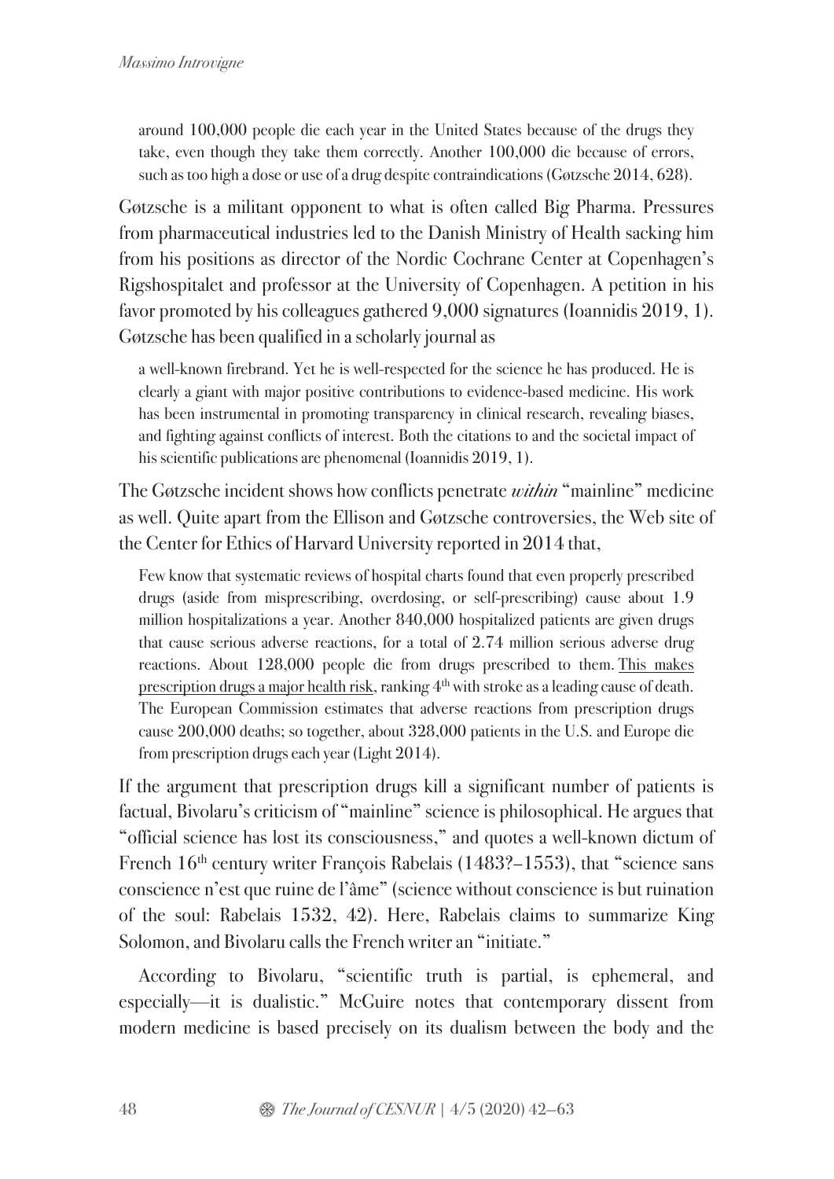> around 100,000 people die each year in the United States because of the drugs they take, even though they take them correctly. Another 100,000 die because of errors, such as too high a dose or use of a drug despite contraindications (Gøtzsche 2014, 628).

Gøtzsche is a militant opponent to what is often called Big Pharma. Pressures from pharmaceutical industries led to the Danish Ministry of Health sacking him from his positions as director of the Nordic Cochrane Center at Copenhagen's Rigshospitalet and professor at the University of Copenhagen. A petition in his favor promoted by his colleagues gathered 9,000 signatures (Ioannidis 2019, 1). Gøtzsche has been qualified in a scholarly journal as

> a well-known firebrand. Yet he is well-respected for the science he has produced. He is clearly a giant with major positive contributions to evidence-based medicine. His work has been instrumental in promoting transparency in clinical research, revealing biases, and fighting against conflicts of interest. Both the citations to and the societal impact of his scientific publications are phenomenal (Ioannidis 2019, 1).

The Gøtzsche incident shows how conflicts penetrate *within* "mainline" medicine as well. Quite apart from the Ellison and Gøtzsche controversies, the Web site of the Center for Ethics of Harvard University reported in 2014 that,

> Few know that systematic reviews of hospital charts found that even properly prescribed drugs (aside from misprescribing, overdosing, or self-prescribing) cause about 1.9 million hospitalizations a year. Another 840,000 hospitalized patients are given drugs that cause serious adverse reactions, for a total of 2.74 million serious adverse drug reactions. About 128,000 people die from drugs prescribed to them. This makes prescription drugs a major health risk, ranking 4th with stroke as a leading cause of death. The European Commission estimates that adverse reactions from prescription drugs cause 200,000 deaths; so together, about 328,000 patients in the U.S. and Europe die from prescription drugs each year (Light 2014).

If the argument that prescription drugs kill a significant number of patients is factual, Bivolaru's criticism of "mainline" science is philosophical. He argues that "official science has lost its consciousness," and quotes a well-known dictum of French 16th century writer François Rabelais (1483?–1553), that "science sans conscience n'est que ruine de l'âme" (science without conscience is but ruination of the soul: Rabelais 1532, 42). Here, Rabelais claims to summarize King Solomon, and Bivolaru calls the French writer an "initiate."

According to Bivolaru, "scientific truth is partial, is ephemeral, and especially—it is dualistic." McGuire notes that contemporary dissent from modern medicine is based precisely on its dualism between the body and the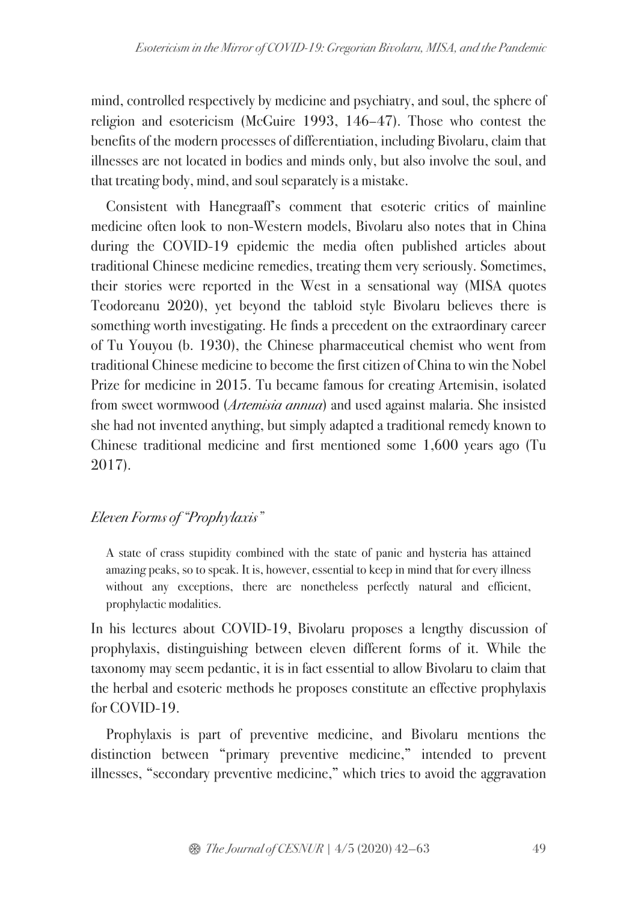mind, controlled respectively by medicine and psychiatry, and soul, the sphere of religion and esotericism (McGuire 1993, 146–47). Those who contest the benefits of the modern processes of differentiation, including Bivolaru, claim that illnesses are not located in bodies and minds only, but also involve the soul, and that treating body, mind, and soul separately is a mistake.

Consistent with Hanegraaff's comment that esoteric critics of mainline medicine often look to non-Western models, Bivolaru also notes that in China during the COVID-19 epidemic the media often published articles about traditional Chinese medicine remedies, treating them very seriously. Sometimes, their stories were reported in the West in a sensational way (MISA quotes Teodoreanu 2020), yet beyond the tabloid style Bivolaru believes there is something worth investigating. He finds a precedent on the extraordinary career of Tu Youyou (b. 1930), the Chinese pharmaceutical chemist who went from traditional Chinese medicine to become the first citizen of China to win the Nobel Prize for medicine in 2015. Tu became famous for creating Artemisin, isolated from sweet wormwood (*Artemisia annua*) and used against malaria. She insisted she had not invented anything, but simply adapted a traditional remedy known to Chinese traditional medicine and first mentioned some 1,600 years ago (Tu 2017).

### *Eleven Forms of "Prophylaxis"*

> A state of crass stupidity combined with the state of panic and hysteria has attained amazing peaks, so to speak. It is, however, essential to keep in mind that for every illness without any exceptions, there are nonetheless perfectly natural and efficient, prophylactic modalities.

In his lectures about COVID-19, Bivolaru proposes a lengthy discussion of prophylaxis, distinguishing between eleven different forms of it. While the taxonomy may seem pedantic, it is in fact essential to allow Bivolaru to claim that the herbal and esoteric methods he proposes constitute an effective prophylaxis for COVID-19.

Prophylaxis is part of preventive medicine, and Bivolaru mentions the distinction between "primary preventive medicine," intended to prevent illnesses, "secondary preventive medicine," which tries to avoid the aggravation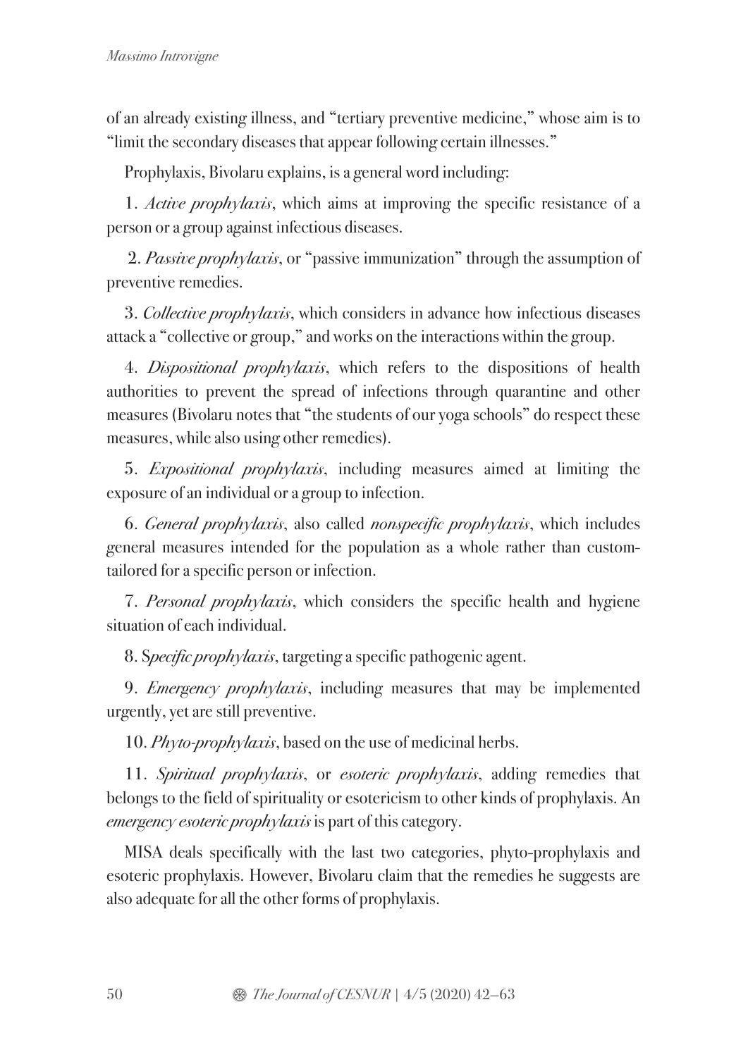of an already existing illness, and "tertiary preventive medicine," whose aim is to "limit the secondary diseases that appear following certain illnesses."

Prophylaxis, Bivolaru explains, is a general word including:

1. *Active prophylaxis*, which aims at improving the specific resistance of a person or a group against infectious diseases.

2. *Passive prophylaxis*, or "passive immunization" through the assumption of preventive remedies.

3. *Collective prophylaxis*, which considers in advance how infectious diseases attack a "collective or group," and works on the interactions within the group.

4. *Dispositional prophylaxis*, which refers to the dispositions of health authorities to prevent the spread of infections through quarantine and other measures (Bivolaru notes that "the students of our yoga schools" do respect these measures, while also using other remedies).

5. *Expositional prophylaxis*, including measures aimed at limiting the exposure of an individual or a group to infection.

6. *General prophylaxis*, also called *nonspecific prophylaxis*, which includes general measures intended for the population as a whole rather than custom-tailored for a specific person or infection.

7. *Personal prophylaxis*, which considers the specific health and hygiene situation of each individual.

8. S*pecific prophylaxis*, targeting a specific pathogenic agent.

9. *Emergency prophylaxis*, including measures that may be implemented urgently, yet are still preventive.

10. *Phyto-prophylaxis*, based on the use of medicinal herbs.

11. *Spiritual prophylaxis*, or *esoteric prophylaxis*, adding remedies that belongs to the field of spirituality or esotericism to other kinds of prophylaxis. An *emergency esoteric prophylaxis* is part of this category.

MISA deals specifically with the last two categories, phyto-prophylaxis and esoteric prophylaxis. However, Bivolaru claim that the remedies he suggests are also adequate for all the other forms of prophylaxis.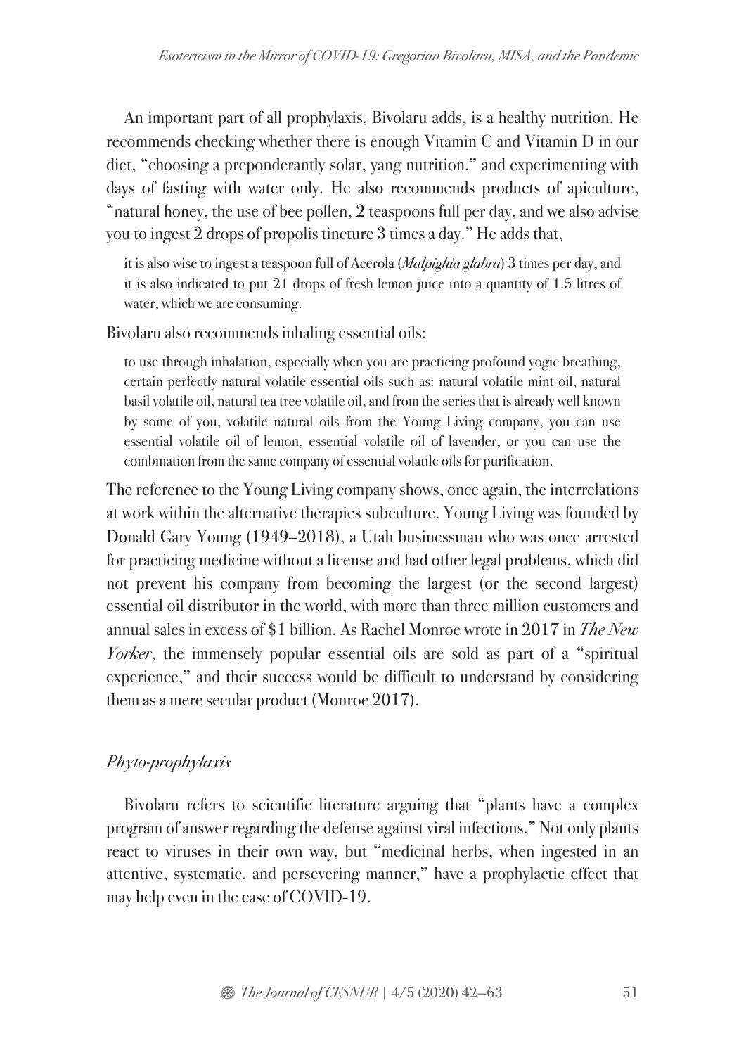An important part of all prophylaxis, Bivolaru adds, is a healthy nutrition. He recommends checking whether there is enough Vitamin C and Vitamin D in our diet, "choosing a preponderantly solar, yang nutrition," and experimenting with days of fasting with water only. He also recommends products of apiculture, "natural honey, the use of bee pollen, 2 teaspoons full per day, and we also advise you to ingest 2 drops of propolis tincture 3 times a day." He adds that,

> it is also wise to ingest a teaspoon full of Acerola (*Malpighia glabra*) 3 times per day, and it is also indicated to put 21 drops of fresh lemon juice into a quantity of 1.5 litres of water, which we are consuming.

Bivolaru also recommends inhaling essential oils:

> to use through inhalation, especially when you are practicing profound yogic breathing, certain perfectly natural volatile essential oils such as: natural volatile mint oil, natural basil volatile oil, natural tea tree volatile oil, and from the series that is already well known by some of you, volatile natural oils from the Young Living company, you can use essential volatile oil of lemon, essential volatile oil of lavender, or you can use the combination from the same company of essential volatile oils for purification.

The reference to the Young Living company shows, once again, the interrelations at work within the alternative therapies subculture. Young Living was founded by Donald Gary Young (1949–2018), a Utah businessman who was once arrested for practicing medicine without a license and had other legal problems, which did not prevent his company from becoming the largest (or the second largest) essential oil distributor in the world, with more than three million customers and annual sales in excess of $1 billion. As Rachel Monroe wrote in 2017 in *The New Yorker*, the immensely popular essential oils are sold as part of a "spiritual experience," and their success would be difficult to understand by considering them as a mere secular product (Monroe 2017).

### *Phyto-prophylaxis*

Bivolaru refers to scientific literature arguing that "plants have a complex program of answer regarding the defense against viral infections." Not only plants react to viruses in their own way, but "medicinal herbs, when ingested in an attentive, systematic, and persevering manner," have a prophylactic effect that may help even in the case of COVID-19.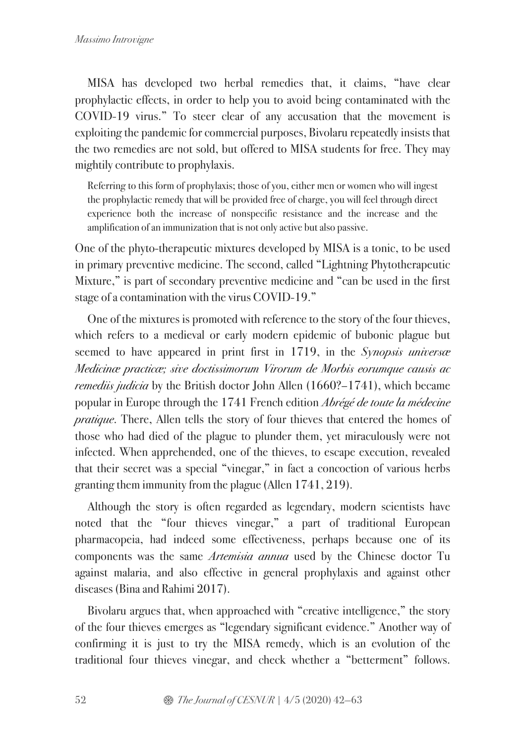MISA has developed two herbal remedies that, it claims, "have clear prophylactic effects, in order to help you to avoid being contaminated with the COVID-19 virus." To steer clear of any accusation that the movement is exploiting the pandemic for commercial purposes, Bivolaru repeatedly insists that the two remedies are not sold, but offered to MISA students for free. They may mightily contribute to prophylaxis.

> Referring to this form of prophylaxis; those of you, either men or women who will ingest the prophylactic remedy that will be provided free of charge, you will feel through direct experience both the increase of nonspecific resistance and the increase and the amplification of an immunization that is not only active but also passive.

One of the phyto-therapeutic mixtures developed by MISA is a tonic, to be used in primary preventive medicine. The second, called "Lightning Phytotherapeutic Mixture," is part of secondary preventive medicine and "can be used in the first stage of a contamination with the virus COVID-19."

One of the mixtures is promoted with reference to the story of the four thieves, which refers to a medieval or early modern epidemic of bubonic plague but seemed to have appeared in print first in 1719, in the *Synopsis universæ Medicinæ practicæ; sive doctissimorum Virorum de Morbis eorumque causis ac remediis judicia* by the British doctor John Allen (1660?–1741), which became popular in Europe through the 1741 French edition *Abrégé de toute la médecine pratique*. There, Allen tells the story of four thieves that entered the homes of those who had died of the plague to plunder them, yet miraculously were not infected. When apprehended, one of the thieves, to escape execution, revealed that their secret was a special "vinegar," in fact a concoction of various herbs granting them immunity from the plague (Allen 1741, 219).

Although the story is often regarded as legendary, modern scientists have noted that the "four thieves vinegar," a part of traditional European pharmacopeia, had indeed some effectiveness, perhaps because one of its components was the same *Artemisia annua* used by the Chinese doctor Tu against malaria, and also effective in general prophylaxis and against other diseases (Bina and Rahimi 2017).

Bivolaru argues that, when approached with "creative intelligence," the story of the four thieves emerges as "legendary significant evidence." Another way of confirming it is just to try the MISA remedy, which is an evolution of the traditional four thieves vinegar, and check whether a "betterment" follows.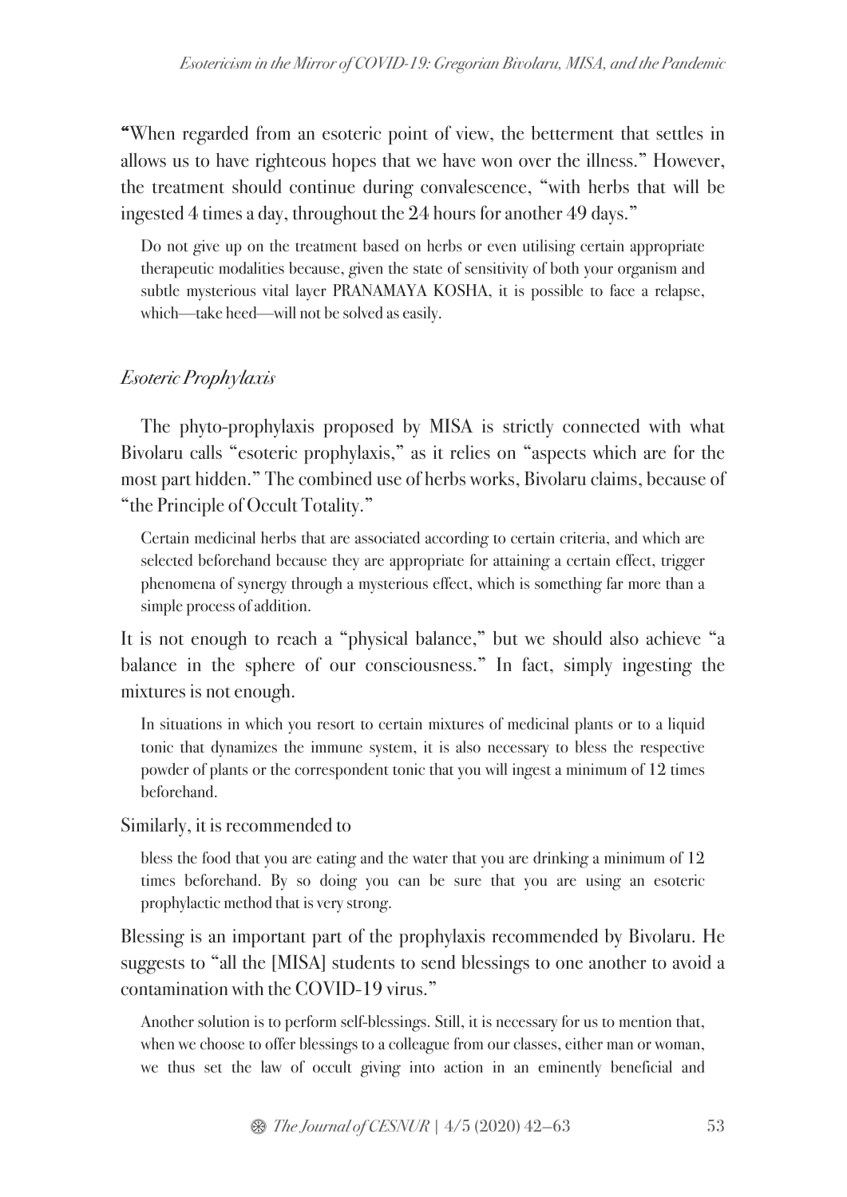"When regarded from an esoteric point of view, the betterment that settles in allows us to have righteous hopes that we have won over the illness." However, the treatment should continue during convalescence, "with herbs that will be ingested 4 times a day, throughout the 24 hours for another 49 days."

> Do not give up on the treatment based on herbs or even utilising certain appropriate therapeutic modalities because, given the state of sensitivity of both your organism and subtle mysterious vital layer PRANAMAYA KOSHA, it is possible to face a relapse, which—take heed—will not be solved as easily.

### *Esoteric Prophylaxis*

The phyto-prophylaxis proposed by MISA is strictly connected with what Bivolaru calls "esoteric prophylaxis," as it relies on "aspects which are for the most part hidden." The combined use of herbs works, Bivolaru claims, because of "the Principle of Occult Totality."

> Certain medicinal herbs that are associated according to certain criteria, and which are selected beforehand because they are appropriate for attaining a certain effect, trigger phenomena of synergy through a mysterious effect, which is something far more than a simple process of addition.

It is not enough to reach a "physical balance," but we should also achieve "a balance in the sphere of our consciousness." In fact, simply ingesting the mixtures is not enough.

> In situations in which you resort to certain mixtures of medicinal plants or to a liquid tonic that dynamizes the immune system, it is also necessary to bless the respective powder of plants or the correspondent tonic that you will ingest a minimum of 12 times beforehand.

Similarly, it is recommended to

> bless the food that you are eating and the water that you are drinking a minimum of 12 times beforehand. By so doing you can be sure that you are using an esoteric prophylactic method that is very strong.

Blessing is an important part of the prophylaxis recommended by Bivolaru. He suggests to "all the [MISA] students to send blessings to one another to avoid a contamination with the COVID-19 virus."

> Another solution is to perform self-blessings. Still, it is necessary for us to mention that, when we choose to offer blessings to a colleague from our classes, either man or woman, we thus set the law of occult giving into action in an eminently beneficial and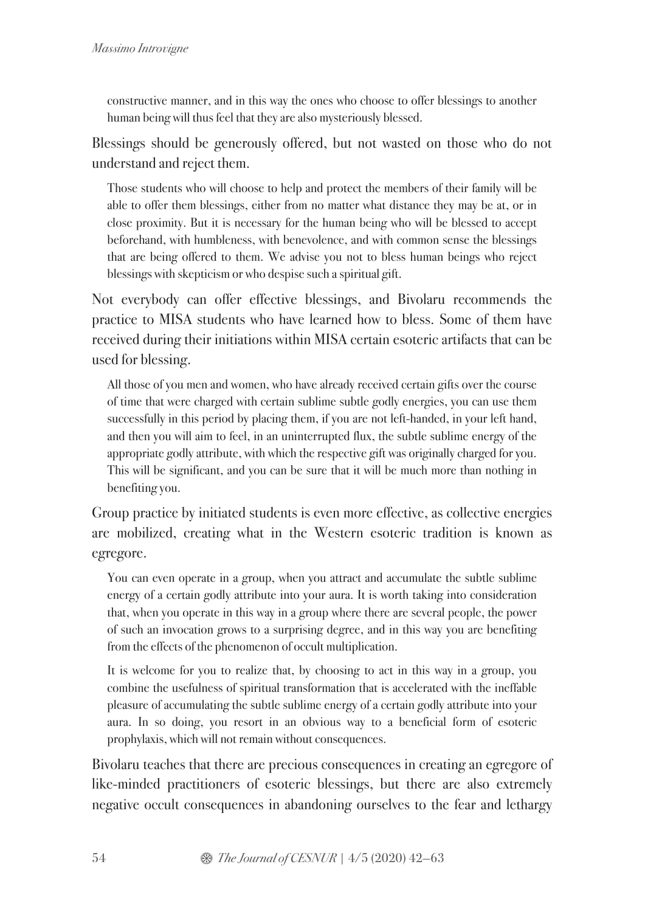> constructive manner, and in this way the ones who choose to offer blessings to another human being will thus feel that they are also mysteriously blessed.

Blessings should be generously offered, but not wasted on those who do not understand and reject them.

> Those students who will choose to help and protect the members of their family will be able to offer them blessings, either from no matter what distance they may be at, or in close proximity. But it is necessary for the human being who will be blessed to accept beforehand, with humbleness, with benevolence, and with common sense the blessings that are being offered to them. We advise you not to bless human beings who reject blessings with skepticism or who despise such a spiritual gift.

Not everybody can offer effective blessings, and Bivolaru recommends the practice to MISA students who have learned how to bless. Some of them have received during their initiations within MISA certain esoteric artifacts that can be used for blessing.

> All those of you men and women, who have already received certain gifts over the course of time that were charged with certain sublime subtle godly energies, you can use them successfully in this period by placing them, if you are not left-handed, in your left hand, and then you will aim to feel, in an uninterrupted flux, the subtle sublime energy of the appropriate godly attribute, with which the respective gift was originally charged for you. This will be significant, and you can be sure that it will be much more than nothing in benefiting you.

Group practice by initiated students is even more effective, as collective energies are mobilized, creating what in the Western esoteric tradition is known as egregore.

> You can even operate in a group, when you attract and accumulate the subtle sublime energy of a certain godly attribute into your aura. It is worth taking into consideration that, when you operate in this way in a group where there are several people, the power of such an invocation grows to a surprising degree, and in this way you are benefiting from the effects of the phenomenon of occult multiplication.
>
> It is welcome for you to realize that, by choosing to act in this way in a group, you combine the usefulness of spiritual transformation that is accelerated with the ineffable pleasure of accumulating the subtle sublime energy of a certain godly attribute into your aura. In so doing, you resort in an obvious way to a beneficial form of esoteric prophylaxis, which will not remain without consequences.

Bivolaru teaches that there are precious consequences in creating an egregore of like-minded practitioners of esoteric blessings, but there are also extremely negative occult consequences in abandoning ourselves to the fear and lethargy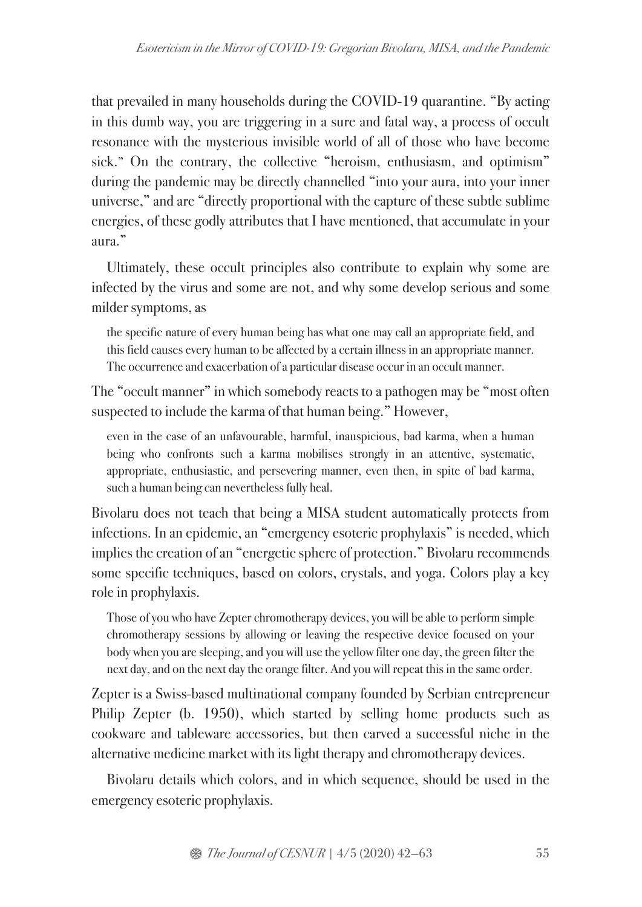that prevailed in many households during the COVID-19 quarantine. "By acting in this dumb way, you are triggering in a sure and fatal way, a process of occult resonance with the mysterious invisible world of all of those who have become sick." On the contrary, the collective "heroism, enthusiasm, and optimism" during the pandemic may be directly channelled "into your aura, into your inner universe," and are "directly proportional with the capture of these subtle sublime energies, of these godly attributes that I have mentioned, that accumulate in your aura."

Ultimately, these occult principles also contribute to explain why some are infected by the virus and some are not, and why some develop serious and some milder symptoms, as

> the specific nature of every human being has what one may call an appropriate field, and this field causes every human to be affected by a certain illness in an appropriate manner. The occurrence and exacerbation of a particular disease occur in an occult manner.

The "occult manner" in which somebody reacts to a pathogen may be "most often suspected to include the karma of that human being." However,

> even in the case of an unfavourable, harmful, inauspicious, bad karma, when a human being who confronts such a karma mobilises strongly in an attentive, systematic, appropriate, enthusiastic, and persevering manner, even then, in spite of bad karma, such a human being can nevertheless fully heal.

Bivolaru does not teach that being a MISA student automatically protects from infections. In an epidemic, an "emergency esoteric prophylaxis" is needed, which implies the creation of an "energetic sphere of protection." Bivolaru recommends some specific techniques, based on colors, crystals, and yoga. Colors play a key role in prophylaxis.

> Those of you who have Zepter chromotherapy devices, you will be able to perform simple chromotherapy sessions by allowing or leaving the respective device focused on your body when you are sleeping, and you will use the yellow filter one day, the green filter the next day, and on the next day the orange filter. And you will repeat this in the same order.

Zepter is a Swiss-based multinational company founded by Serbian entrepreneur Philip Zepter (b. 1950), which started by selling home products such as cookware and tableware accessories, but then carved a successful niche in the alternative medicine market with its light therapy and chromotherapy devices.

Bivolaru details which colors, and in which sequence, should be used in the emergency esoteric prophylaxis.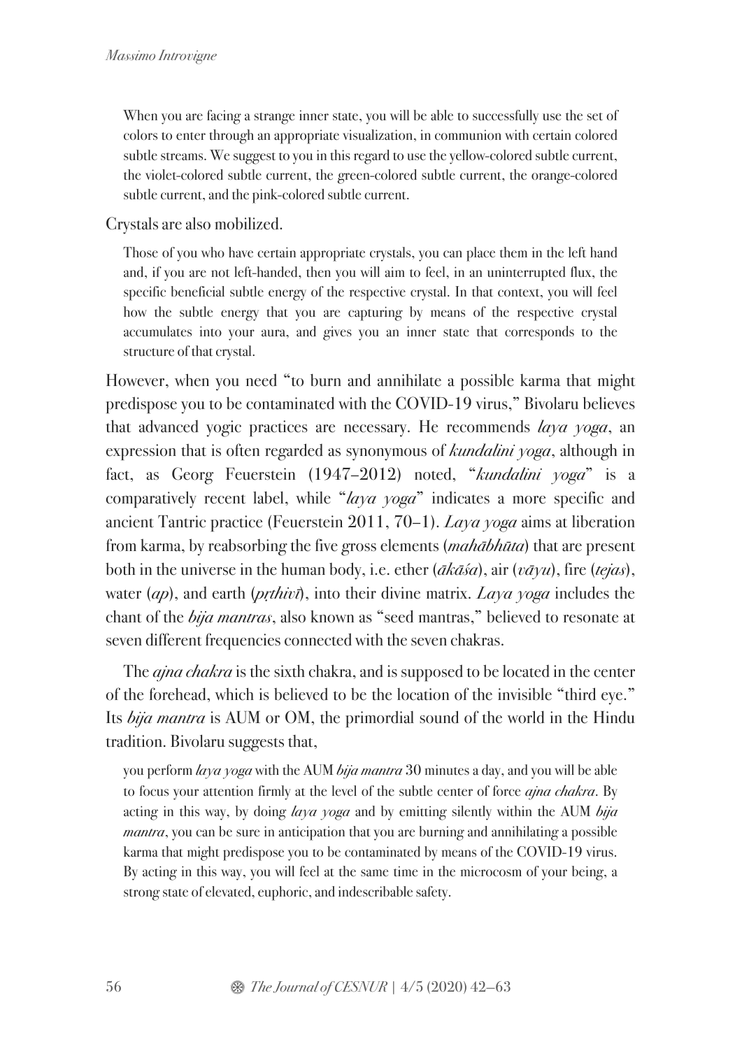> When you are facing a strange inner state, you will be able to successfully use the set of colors to enter through an appropriate visualization, in communion with certain colored subtle streams. We suggest to you in this regard to use the yellow-colored subtle current, the violet-colored subtle current, the green-colored subtle current, the orange-colored subtle current, and the pink-colored subtle current.

Crystals are also mobilized.

> Those of you who have certain appropriate crystals, you can place them in the left hand and, if you are not left-handed, then you will aim to feel, in an uninterrupted flux, the specific beneficial subtle energy of the respective crystal. In that context, you will feel how the subtle energy that you are capturing by means of the respective crystal accumulates into your aura, and gives you an inner state that corresponds to the structure of that crystal.

However, when you need "to burn and annihilate a possible karma that might predispose you to be contaminated with the COVID-19 virus," Bivolaru believes that advanced yogic practices are necessary. He recommends *laya yoga*, an expression that is often regarded as synonymous of *kundalini yoga*, although in fact, as Georg Feuerstein (1947–2012) noted, "*kundalini yoga*" is a comparatively recent label, while "*laya yoga*" indicates a more specific and ancient Tantric practice (Feuerstein 2011, 70–1). *Laya yoga* aims at liberation from karma, by reabsorbing the five gross elements (*mahābhūta*) that are present both in the universe in the human body, i.e. ether (*ākāśa*), air (*vāyu*), fire (*tejas*), water (*ap*), and earth (*pṛthivī*), into their divine matrix. *Laya yoga* includes the chant of the *bija mantras*, also known as "seed mantras," believed to resonate at seven different frequencies connected with the seven chakras.

The *ajna chakra* is the sixth chakra, and is supposed to be located in the center of the forehead, which is believed to be the location of the invisible "third eye." Its *bija mantra* is AUM or OM, the primordial sound of the world in the Hindu tradition. Bivolaru suggests that,

> you perform *laya yoga* with the AUM *bija mantra* 30 minutes a day, and you will be able to focus your attention firmly at the level of the subtle center of force *ajna chakra*. By acting in this way, by doing *laya yoga* and by emitting silently within the AUM *bija mantra*, you can be sure in anticipation that you are burning and annihilating a possible karma that might predispose you to be contaminated by means of the COVID-19 virus. By acting in this way, you will feel at the same time in the microcosm of your being, a strong state of elevated, euphoric, and indescribable safety.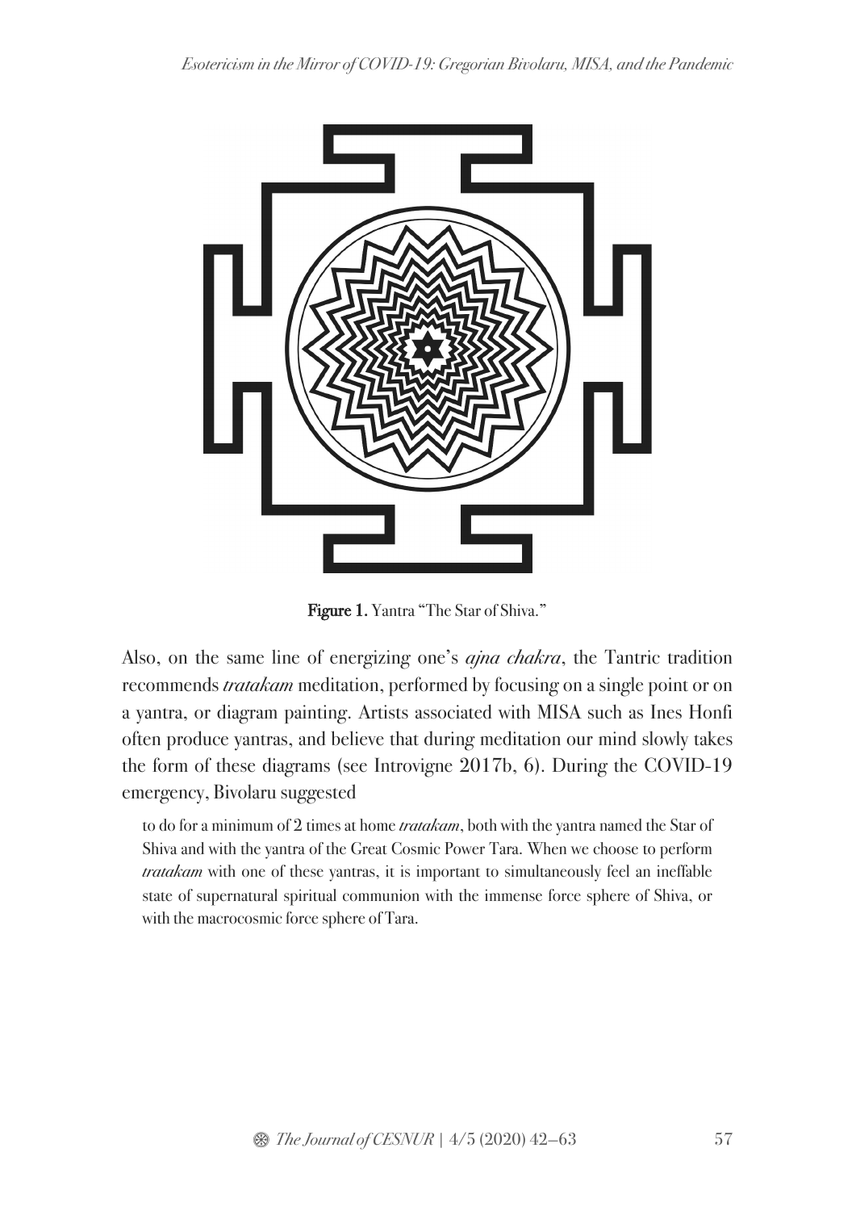Figure 1. Yantra "The Star of Shiva."

Also, on the same line of energizing one's *ajna chakra*, the Tantric tradition recommends *tratakam* meditation, performed by focusing on a single point or on a yantra, or diagram painting. Artists associated with MISA such as Ines Honfi often produce yantras, and believe that during meditation our mind slowly takes the form of these diagrams (see Introvigne 2017b, 6). During the COVID-19 emergency, Bivolaru suggested

> to do for a minimum of 2 times at home *tratakam*, both with the yantra named the Star of Shiva and with the yantra of the Great Cosmic Power Tara. When we choose to perform *tratakam* with one of these yantras, it is important to simultaneously feel an ineffable state of supernatural spiritual communion with the immense force sphere of Shiva, or with the macrocosmic force sphere of Tara.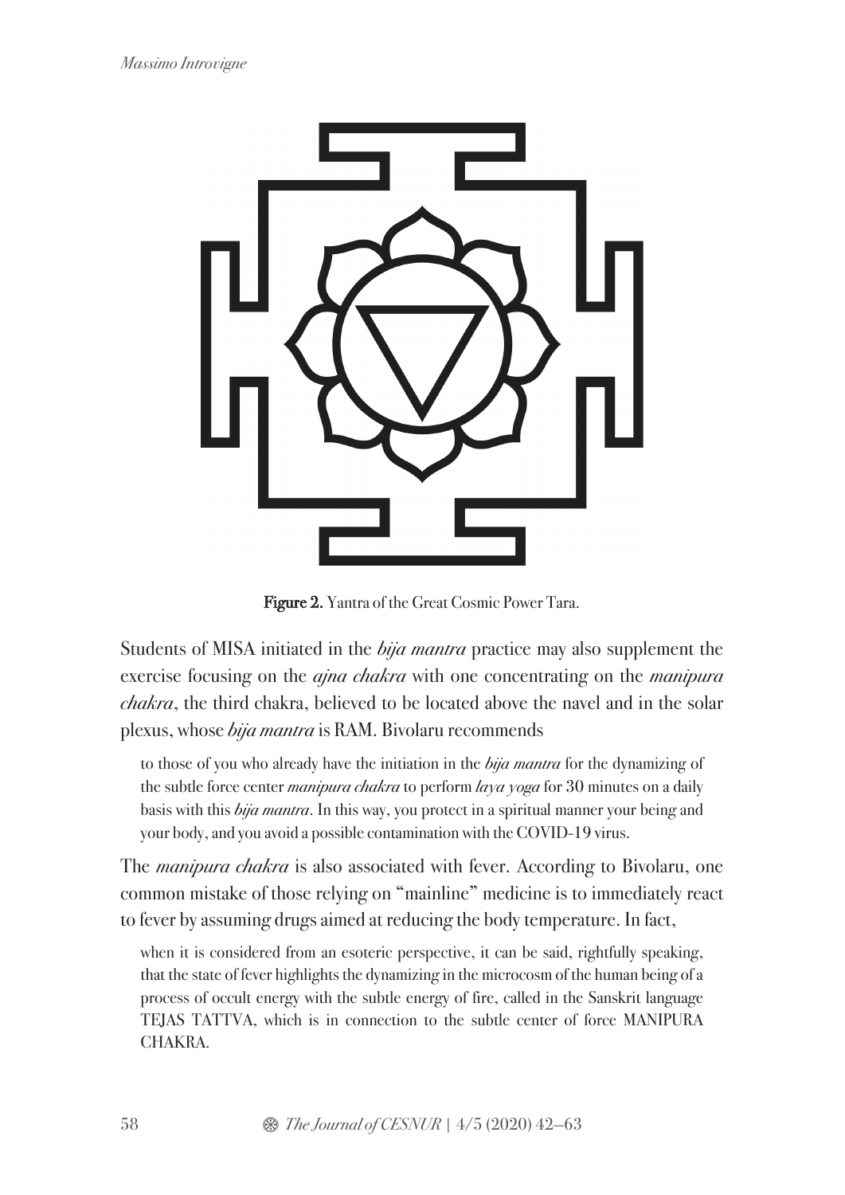Figure 2. Yantra of the Great Cosmic Power Tara.

Students of MISA initiated in the *bija mantra* practice may also supplement the exercise focusing on the *ajna chakra* with one concentrating on the *manipura chakra*, the third chakra, believed to be located above the navel and in the solar plexus, whose *bija mantra* is RAM. Bivolaru recommends

> to those of you who already have the initiation in the *bija mantra* for the dynamizing of the subtle force center *manipura chakra* to perform *laya yoga* for 30 minutes on a daily basis with this *bija mantra*. In this way, you protect in a spiritual manner your being and your body, and you avoid a possible contamination with the COVID-19 virus.

The *manipura chakra* is also associated with fever. According to Bivolaru, one common mistake of those relying on "mainline" medicine is to immediately react to fever by assuming drugs aimed at reducing the body temperature. In fact,

> when it is considered from an esoteric perspective, it can be said, rightfully speaking, that the state of fever highlights the dynamizing in the microcosm of the human being of a process of occult energy with the subtle energy of fire, called in the Sanskrit language TEJAS TATTVA, which is in connection to the subtle center of force MANIPURA CHAKRA.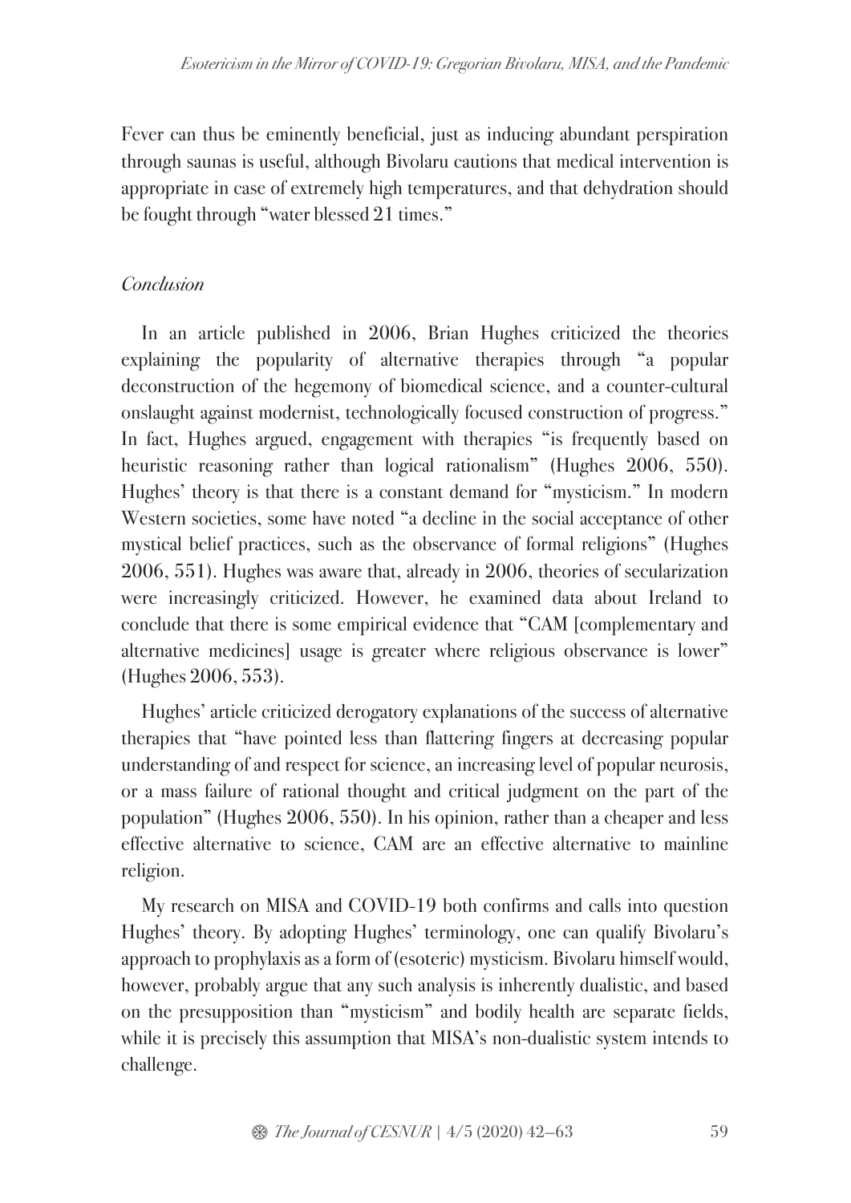Fever can thus be eminently beneficial, just as inducing abundant perspiration through saunas is useful, although Bivolaru cautions that medical intervention is appropriate in case of extremely high temperatures, and that dehydration should be fought through "water blessed 21 times."

### *Conclusion*

In an article published in 2006, Brian Hughes criticized the theories explaining the popularity of alternative therapies through "a popular deconstruction of the hegemony of biomedical science, and a counter-cultural onslaught against modernist, technologically focused construction of progress." In fact, Hughes argued, engagement with therapies "is frequently based on heuristic reasoning rather than logical rationalism" (Hughes 2006, 550). Hughes' theory is that there is a constant demand for "mysticism." In modern Western societies, some have noted "a decline in the social acceptance of other mystical belief practices, such as the observance of formal religions" (Hughes 2006, 551). Hughes was aware that, already in 2006, theories of secularization were increasingly criticized. However, he examined data about Ireland to conclude that there is some empirical evidence that "CAM [complementary and alternative medicines] usage is greater where religious observance is lower" (Hughes 2006, 553).

Hughes' article criticized derogatory explanations of the success of alternative therapies that "have pointed less than flattering fingers at decreasing popular understanding of and respect for science, an increasing level of popular neurosis, or a mass failure of rational thought and critical judgment on the part of the population" (Hughes 2006, 550). In his opinion, rather than a cheaper and less effective alternative to science, CAM are an effective alternative to mainline religion.

My research on MISA and COVID-19 both confirms and calls into question Hughes' theory. By adopting Hughes' terminology, one can qualify Bivolaru's approach to prophylaxis as a form of (esoteric) mysticism. Bivolaru himself would, however, probably argue that any such analysis is inherently dualistic, and based on the presupposition than "mysticism" and bodily health are separate fields, while it is precisely this assumption that MISA's non-dualistic system intends to challenge.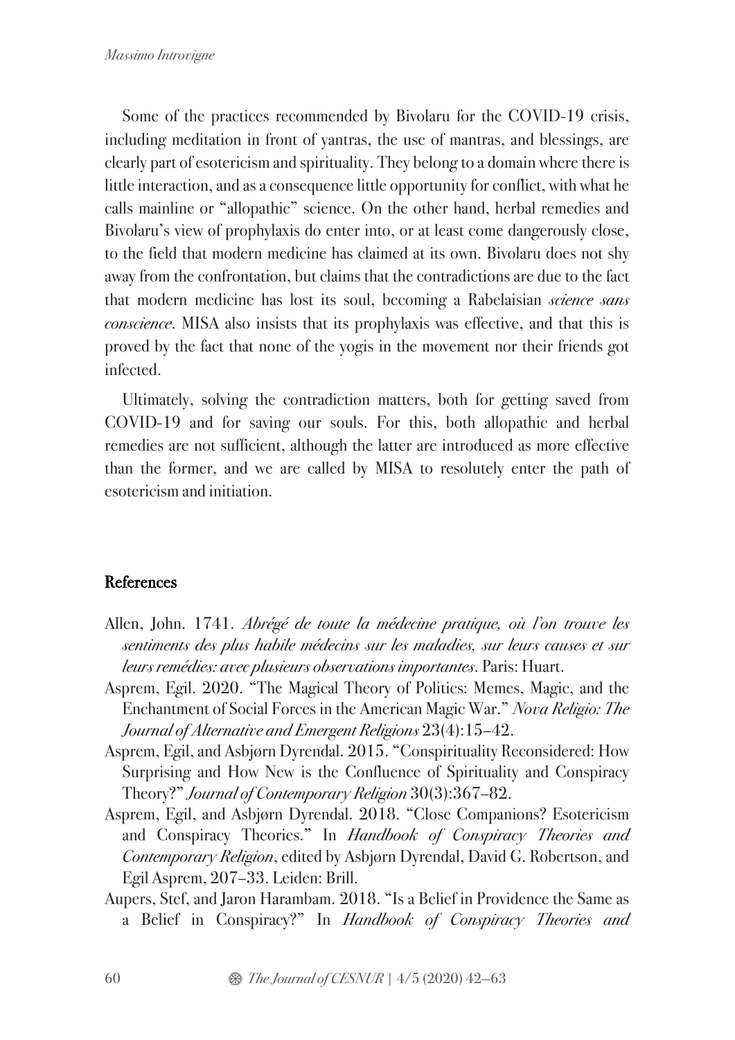Some of the practices recommended by Bivolaru for the COVID-19 crisis, including meditation in front of yantras, the use of mantras, and blessings, are clearly part of esotericism and spirituality. They belong to a domain where there is little interaction, and as a consequence little opportunity for conflict, with what he calls mainline or "allopathic" science. On the other hand, herbal remedies and Bivolaru's view of prophylaxis do enter into, or at least come dangerously close, to the field that modern medicine has claimed at its own. Bivolaru does not shy away from the confrontation, but claims that the contradictions are due to the fact that modern medicine has lost its soul, becoming a Rabelaisian *science sans conscience*. MISA also insists that its prophylaxis was effective, and that this is proved by the fact that none of the yogis in the movement nor their friends got infected.

Ultimately, solving the contradiction matters, both for getting saved from COVID-19 and for saving our souls. For this, both allopathic and herbal remedies are not sufficient, although the latter are introduced as more effective than the former, and we are called by MISA to resolutely enter the path of esotericism and initiation.

## References

Allen, John. 1741. *Abrégé de toute la médecine pratique, où l'on trouve les sentiments des plus habile médecins sur les maladies, sur leurs causes et sur leurs remédies: avec plusieurs observations importantes*. Paris: Huart.

Asprem, Egil. 2020. "The Magical Theory of Politics: Memes, Magic, and the Enchantment of Social Forces in the American Magic War." *Nova Religio: The Journal of Alternative and Emergent Religions* 23(4):15–42.

Asprem, Egil, and Asbjørn Dyrendal. 2015. "Conspirituality Reconsidered: How Surprising and How New is the Confluence of Spirituality and Conspiracy Theory?" *Journal of Contemporary Religion* 30(3):367–82.

Asprem, Egil, and Asbjørn Dyrendal. 2018. "Close Companions? Esotericism and Conspiracy Theories." In *Handbook of Conspiracy Theories and Contemporary Religion*, edited by Asbjørn Dyrendal, David G. Robertson, and Egil Asprem, 207–33. Leiden: Brill.

Aupers, Stef, and Jaron Harambam. 2018. "Is a Belief in Providence the Same as a Belief in Conspiracy?" In *Handbook of Conspiracy Theories and*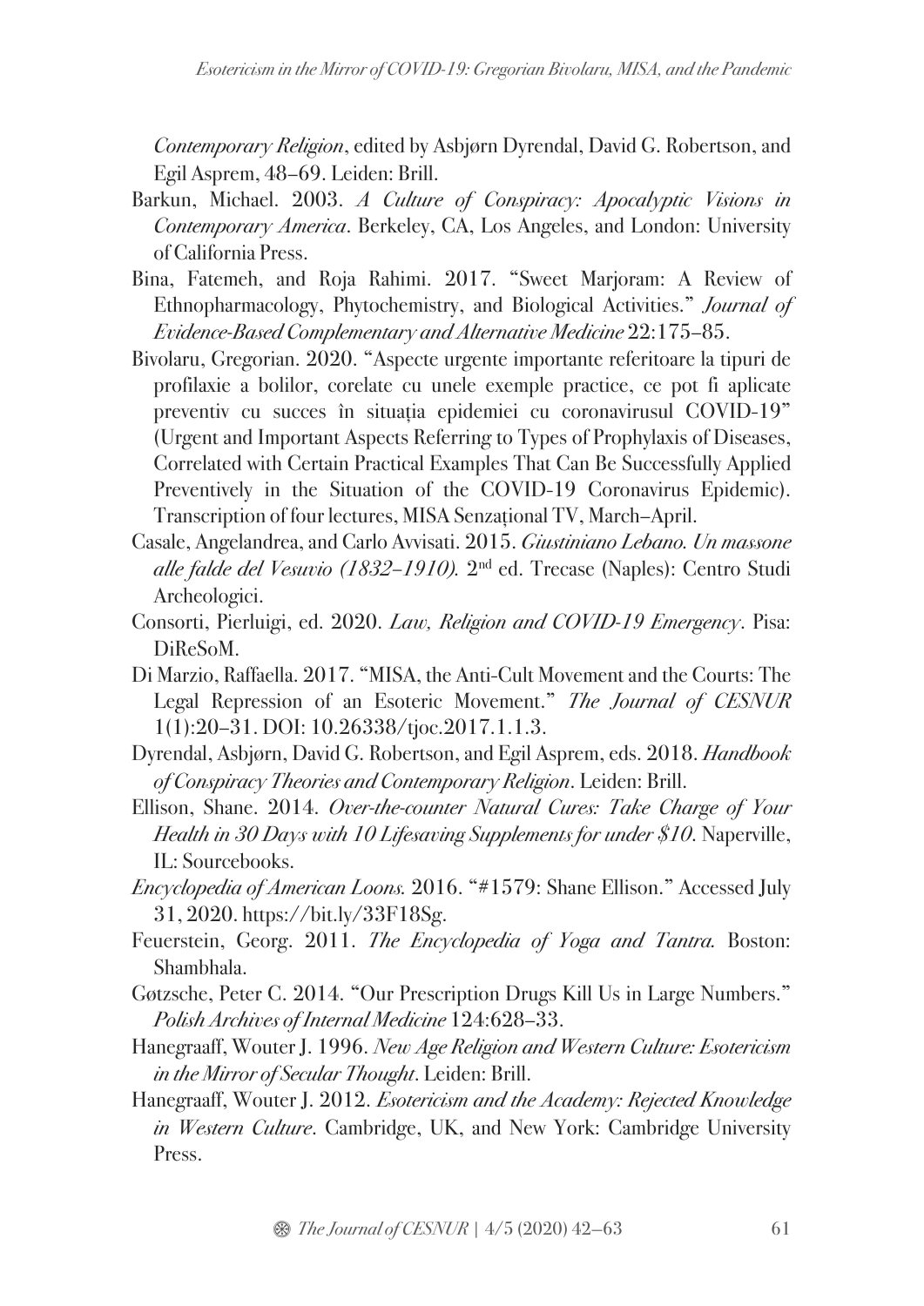*Contemporary Religion*, edited by Asbjørn Dyrendal, David G. Robertson, and Egil Asprem, 48–69. Leiden: Brill.

Barkun, Michael. 2003. *A Culture of Conspiracy: Apocalyptic Visions in Contemporary America*. Berkeley, CA, Los Angeles, and London: University of California Press.

Bina, Fatemeh, and Roja Rahimi. 2017. "Sweet Marjoram: A Review of Ethnopharmacology, Phytochemistry, and Biological Activities." *Journal of Evidence-Based Complementary and Alternative Medicine* 22:175–85.

Bivolaru, Gregorian. 2020. "Aspecte urgente importante referitoare la tipuri de profilaxie a bolilor, corelate cu unele exemple practice, ce pot fi aplicate preventiv cu succes în situația epidemiei cu coronavirusul COVID-19" (Urgent and Important Aspects Referring to Types of Prophylaxis of Diseases, Correlated with Certain Practical Examples That Can Be Successfully Applied Preventively in the Situation of the COVID-19 Coronavirus Epidemic). Transcription of four lectures, MISA Senzațional TV, March–April.

Casale, Angelandrea, and Carlo Avvisati. 2015. *Giustiniano Lebano. Un massone alle falde del Vesuvio (1832–1910)*. 2nd ed. Trecase (Naples): Centro Studi Archeologici.

Consorti, Pierluigi, ed. 2020. *Law, Religion and COVID-19 Emergency*. Pisa: DiReSoM.

Di Marzio, Raffaella. 2017. "MISA, the Anti-Cult Movement and the Courts: The Legal Repression of an Esoteric Movement." *The Journal of CESNUR* 1(1):20–31. DOI: 10.26338/tjoc.2017.1.1.3.

Dyrendal, Asbjørn, David G. Robertson, and Egil Asprem, eds. 2018. *Handbook of Conspiracy Theories and Contemporary Religion*. Leiden: Brill.

Ellison, Shane. 2014. *Over-the-counter Natural Cures: Take Charge of Your Health in 30 Days with 10 Lifesaving Supplements for under $10*. Naperville, IL: Sourcebooks.

*Encyclopedia of American Loons*. 2016. "#1579: Shane Ellison." Accessed July 31, 2020. https://bit.ly/33F18Sg.

Feuerstein, Georg. 2011. *The Encyclopedia of Yoga and Tantra*. Boston: Shambhala.

Gøtzsche, Peter C. 2014. "Our Prescription Drugs Kill Us in Large Numbers." *Polish Archives of Internal Medicine* 124:628–33.

Hanegraaff, Wouter J. 1996. *New Age Religion and Western Culture: Esotericism in the Mirror of Secular Thought*. Leiden: Brill.

Hanegraaff, Wouter J. 2012. *Esotericism and the Academy: Rejected Knowledge in Western Culture*. Cambridge, UK, and New York: Cambridge University Press.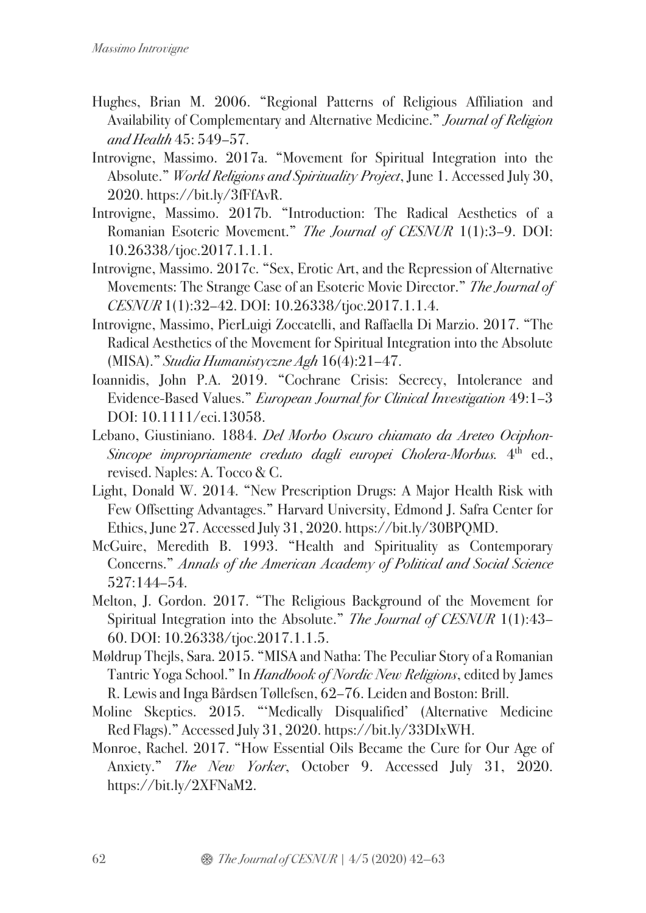Hughes, Brian M. 2006. "Regional Patterns of Religious Affiliation and Availability of Complementary and Alternative Medicine." *Journal of Religion and Health* 45: 549–57.

Introvigne, Massimo. 2017a. "Movement for Spiritual Integration into the Absolute." *World Religions and Spirituality Project*, June 1. Accessed July 30, 2020. https://bit.ly/3fFfAvR.

Introvigne, Massimo. 2017b. "Introduction: The Radical Aesthetics of a Romanian Esoteric Movement." *The Journal of CESNUR* 1(1):3–9. DOI: 10.26338/tjoc.2017.1.1.1.

Introvigne, Massimo. 2017c. "Sex, Erotic Art, and the Repression of Alternative Movements: The Strange Case of an Esoteric Movie Director." *The Journal of CESNUR* 1(1):32–42. DOI: 10.26338/tjoc.2017.1.1.4.

Introvigne, Massimo, PierLuigi Zoccatelli, and Raffaella Di Marzio. 2017. "The Radical Aesthetics of the Movement for Spiritual Integration into the Absolute (MISA)." *Studia Humanistyczne Agh* 16(4):21–47.

Ioannidis, John P.A. 2019. "Cochrane Crisis: Secrecy, Intolerance and Evidence-Based Values." *European Journal for Clinical Investigation* 49:1–3 DOI: 10.1111/eci.13058.

Lebano, Giustiniano. 1884. *Del Morbo Oscuro chiamato da Areteo Ociphon-Sincope impropriamente creduto dagli europei Cholera-Morbus.* 4th ed., revised. Naples: A. Tocco & C.

Light, Donald W. 2014. "New Prescription Drugs: A Major Health Risk with Few Offsetting Advantages." Harvard University, Edmond J. Safra Center for Ethics, June 27. Accessed July 31, 2020. https://bit.ly/30BPQMD.

McGuire, Meredith B. 1993. "Health and Spirituality as Contemporary Concerns." *Annals of the American Academy of Political and Social Science* 527:144–54.

Melton, J. Gordon. 2017. "The Religious Background of the Movement for Spiritual Integration into the Absolute." *The Journal of CESNUR* 1(1):43–60. DOI: 10.26338/tjoc.2017.1.1.5.

Møldrup Thejls, Sara. 2015. "MISA and Natha: The Peculiar Story of a Romanian Tantric Yoga School." In *Handbook of Nordic New Religions*, edited by James R. Lewis and Inga Bårdsen Tøllefsen, 62–76. Leiden and Boston: Brill.

Moline Skeptics. 2015. "'Medically Disqualified' (Alternative Medicine Red Flags)." Accessed July 31, 2020. https://bit.ly/33DIxWH.

Monroe, Rachel. 2017. "How Essential Oils Became the Cure for Our Age of Anxiety." *The New Yorker*, October 9. Accessed July 31, 2020. https://bit.ly/2XFNaM2.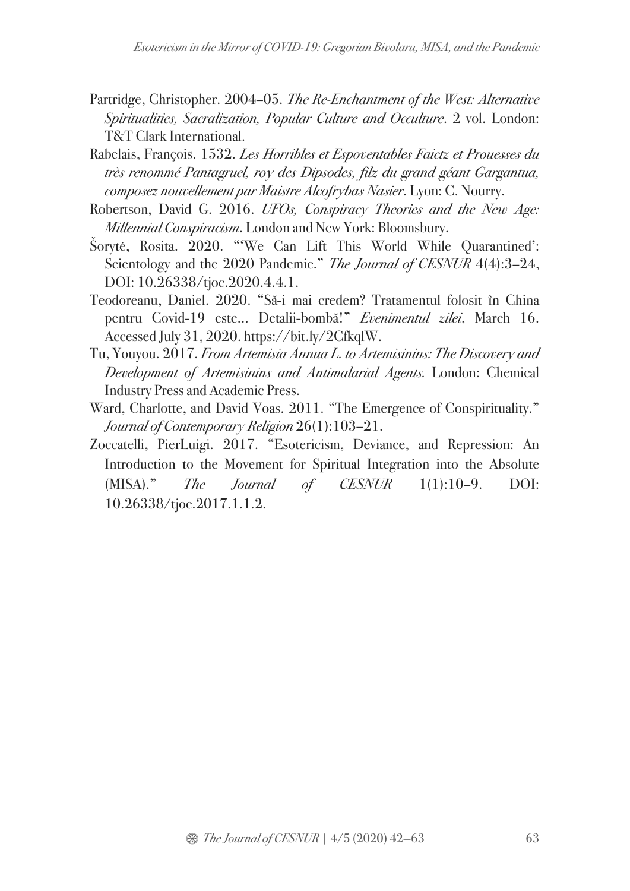Partridge, Christopher. 2004–05. *The Re-Enchantment of the West: Alternative Spiritualities, Sacralization, Popular Culture and Occulture*. 2 vol. London: T&T Clark International.

Rabelais, François. 1532. *Les Horribles et Espoventables Faictz et Prouesses du très renommé Pantagruel, roy des Dipsodes, filz du grand géant Gargantua, composez nouvellement par Maistre Alcofrybas Nasier*. Lyon: C. Nourry.

Robertson, David G. 2016. *UFOs, Conspiracy Theories and the New Age: Millennial Conspiracism*. London and New York: Bloomsbury.

Šorytė, Rosita. 2020. "'We Can Lift This World While Quarantined': Scientology and the 2020 Pandemic." *The Journal of CESNUR* 4(4):3–24, DOI: 10.26338/tjoc.2020.4.4.1.

Teodoreanu, Daniel. 2020. "Să-i mai credem? Tratamentul folosit în China pentru Covid-19 este... Detalii-bombă!" *Evenimentul zilei*, March 16. Accessed July 31, 2020. https://bit.ly/2CfkqlW.

Tu, Youyou. 2017. *From Artemisia Annua L. to Artemisinins: The Discovery and Development of Artemisinins and Antimalarial Agents.* London: Chemical Industry Press and Academic Press.

Ward, Charlotte, and David Voas. 2011. "The Emergence of Conspirituality." *Journal of Contemporary Religion* 26(1):103–21.

Zoccatelli, PierLuigi. 2017. "Esotericism, Deviance, and Repression: An Introduction to the Movement for Spiritual Integration into the Absolute (MISA)." *The Journal of CESNUR* 1(1):10–9. DOI: 10.26338/tjoc.2017.1.1.2.